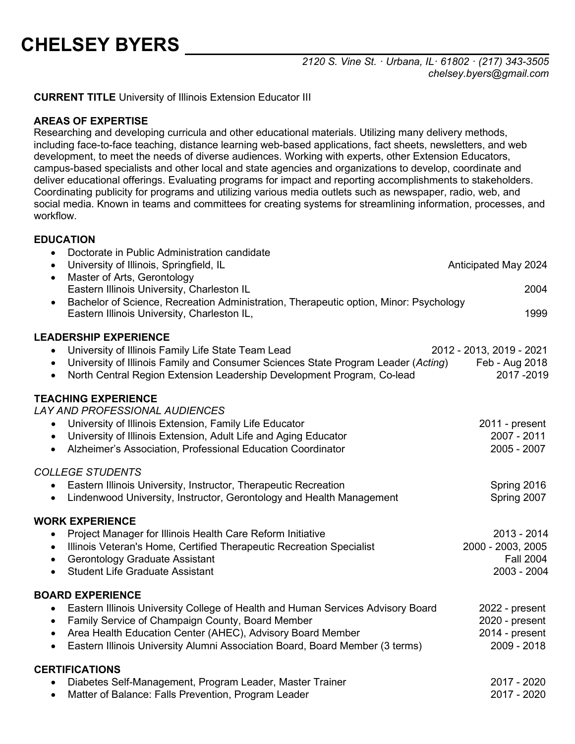# CHELSEY BYERS

*2120 S. Vine St. · Urbana, IL· 61802 · (217) 343-3505*
*chelsey.byers@gmail.com*

**CURRENT TITLE** University of Illinois Extension Educator III

**AREAS OF EXPERTISE**
Researching and developing curricula and other educational materials. Utilizing many delivery methods, including face-to-face teaching, distance learning web-based applications, fact sheets, newsletters, and web development, to meet the needs of diverse audiences. Working with experts, other Extension Educators, campus-based specialists and other local and state agencies and organizations to develop, coordinate and deliver educational offerings. Evaluating programs for impact and reporting accomplishments to stakeholders. Coordinating publicity for programs and utilizing various media outlets such as newspaper, radio, web, and social media. Known in teams and committees for creating systems for streamlining information, processes, and workflow.

**EDUCATION**
- Doctorate in Public Administration candidate
- University of Illinois, Springfield, IL — Anticipated May 2024
- Master of Arts, Gerontology
  Eastern Illinois University, Charleston IL — 2004
- Bachelor of Science, Recreation Administration, Therapeutic option, Minor: Psychology
  Eastern Illinois University, Charleston IL, — 1999

**LEADERSHIP EXPERIENCE**
- University of Illinois Family Life State Team Lead — 2012 - 2013, 2019 - 2021
- University of Illinois Family and Consumer Sciences State Program Leader (*Acting*) — Feb - Aug 2018
- North Central Region Extension Leadership Development Program, Co-lead — 2017 -2019

**TEACHING EXPERIENCE**
*LAY AND PROFESSIONAL AUDIENCES*
- University of Illinois Extension, Family Life Educator — 2011 - present
- University of Illinois Extension, Adult Life and Aging Educator — 2007 - 2011
- Alzheimer's Association, Professional Education Coordinator — 2005 - 2007

*COLLEGE STUDENTS*
- Eastern Illinois University, Instructor, Therapeutic Recreation — Spring 2016
- Lindenwood University, Instructor, Gerontology and Health Management — Spring 2007

**WORK EXPERIENCE**
- Project Manager for Illinois Health Care Reform Initiative — 2013 - 2014
- Illinois Veteran's Home, Certified Therapeutic Recreation Specialist — 2000 - 2003, 2005
- Gerontology Graduate Assistant — Fall 2004
- Student Life Graduate Assistant — 2003 - 2004

**BOARD EXPERIENCE**
- Eastern Illinois University College of Health and Human Services Advisory Board — 2022 - present
- Family Service of Champaign County, Board Member — 2020 - present
- Area Health Education Center (AHEC), Advisory Board Member — 2014 - present
- Eastern Illinois University Alumni Association Board, Board Member (3 terms) — 2009 - 2018

**CERTIFICATIONS**
- Diabetes Self-Management, Program Leader, Master Trainer — 2017 - 2020
- Matter of Balance: Falls Prevention, Program Leader — 2017 - 2020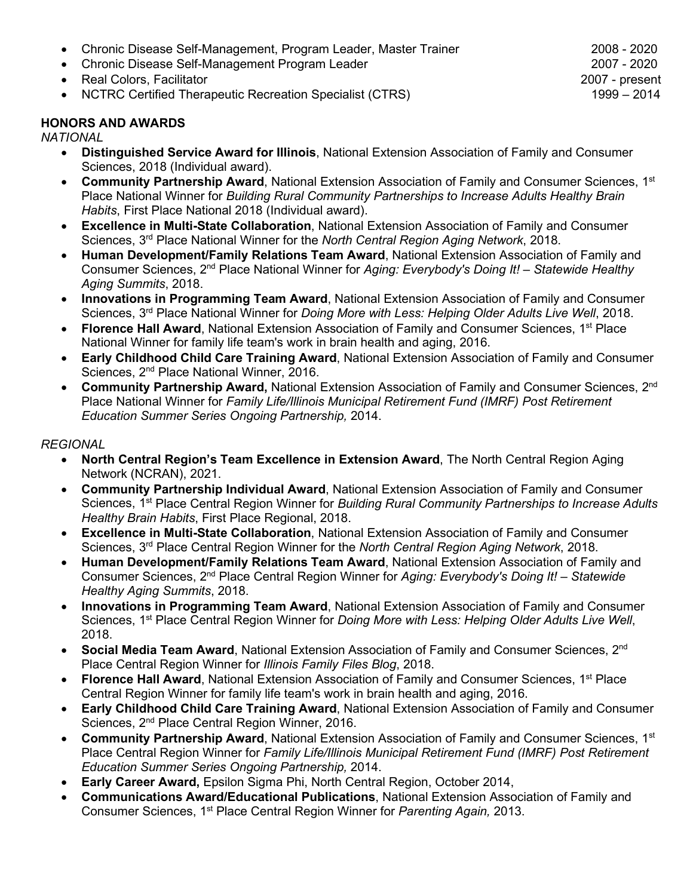- Chronic Disease Self-Management, Program Leader, Master Trainer 2008 - 2020
- Chronic Disease Self-Management Program Leader 2007 - 2020
- Real Colors, Facilitator 2007 - present
- NCTRC Certified Therapeutic Recreation Specialist (CTRS) 1999 – 2014

**HONORS AND AWARDS**

*NATIONAL*

- **Distinguished Service Award for Illinois**, National Extension Association of Family and Consumer Sciences, 2018 (Individual award).
- **Community Partnership Award**, National Extension Association of Family and Consumer Sciences, 1st Place National Winner for *Building Rural Community Partnerships to Increase Adults Healthy Brain Habits*, First Place National 2018 (Individual award).
- **Excellence in Multi-State Collaboration**, National Extension Association of Family and Consumer Sciences, 3rd Place National Winner for the *North Central Region Aging Network*, 2018.
- **Human Development/Family Relations Team Award**, National Extension Association of Family and Consumer Sciences, 2nd Place National Winner for *Aging: Everybody's Doing It! – Statewide Healthy Aging Summits*, 2018.
- **Innovations in Programming Team Award**, National Extension Association of Family and Consumer Sciences, 3rd Place National Winner for *Doing More with Less: Helping Older Adults Live Well*, 2018.
- **Florence Hall Award**, National Extension Association of Family and Consumer Sciences, 1st Place National Winner for family life team's work in brain health and aging, 2016.
- **Early Childhood Child Care Training Award**, National Extension Association of Family and Consumer Sciences, 2nd Place National Winner, 2016.
- **Community Partnership Award,** National Extension Association of Family and Consumer Sciences, 2nd Place National Winner for *Family Life/Illinois Municipal Retirement Fund (IMRF) Post Retirement Education Summer Series Ongoing Partnership,* 2014.

*REGIONAL*

- **North Central Region's Team Excellence in Extension Award**, The North Central Region Aging Network (NCRAN), 2021.
- **Community Partnership Individual Award**, National Extension Association of Family and Consumer Sciences, 1st Place Central Region Winner for *Building Rural Community Partnerships to Increase Adults Healthy Brain Habits*, First Place Regional, 2018.
- **Excellence in Multi-State Collaboration**, National Extension Association of Family and Consumer Sciences, 3rd Place Central Region Winner for the *North Central Region Aging Network*, 2018.
- **Human Development/Family Relations Team Award**, National Extension Association of Family and Consumer Sciences, 2nd Place Central Region Winner for *Aging: Everybody's Doing It! – Statewide Healthy Aging Summits*, 2018.
- **Innovations in Programming Team Award**, National Extension Association of Family and Consumer Sciences, 1st Place Central Region Winner for *Doing More with Less: Helping Older Adults Live Well*, 2018.
- **Social Media Team Award**, National Extension Association of Family and Consumer Sciences, 2nd Place Central Region Winner for *Illinois Family Files Blog*, 2018.
- **Florence Hall Award**, National Extension Association of Family and Consumer Sciences, 1st Place Central Region Winner for family life team's work in brain health and aging, 2016.
- **Early Childhood Child Care Training Award**, National Extension Association of Family and Consumer Sciences, 2nd Place Central Region Winner, 2016.
- **Community Partnership Award**, National Extension Association of Family and Consumer Sciences, 1st Place Central Region Winner for *Family Life/Illinois Municipal Retirement Fund (IMRF) Post Retirement Education Summer Series Ongoing Partnership,* 2014.
- **Early Career Award,** Epsilon Sigma Phi, North Central Region, October 2014,
- **Communications Award/Educational Publications**, National Extension Association of Family and Consumer Sciences, 1st Place Central Region Winner for *Parenting Again,* 2013.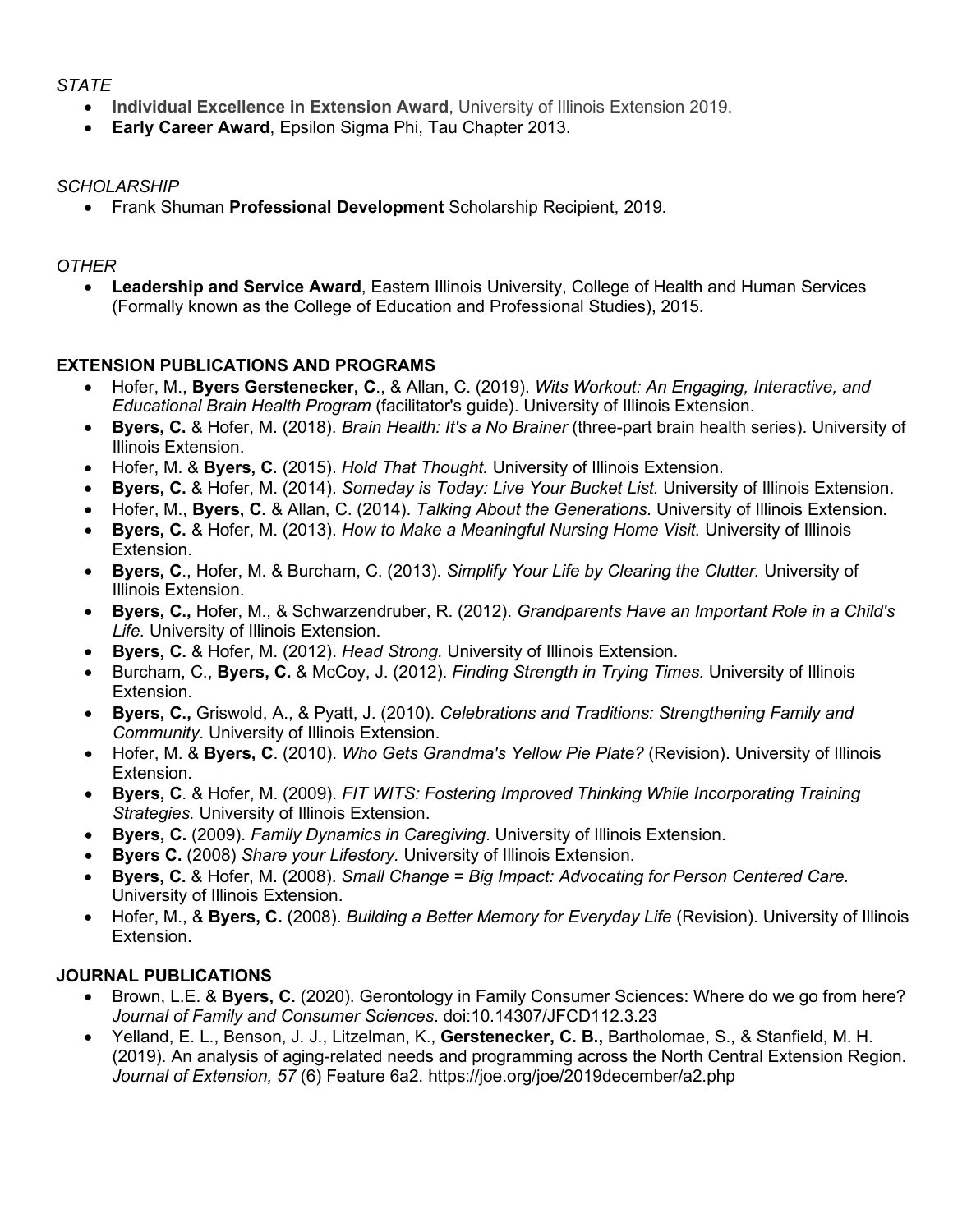*STATE*

- **Individual Excellence in Extension Award**, University of Illinois Extension 2019.
- **Early Career Award**, Epsilon Sigma Phi, Tau Chapter 2013.

*SCHOLARSHIP*

- Frank Shuman **Professional Development** Scholarship Recipient, 2019.

*OTHER*

- **Leadership and Service Award**, Eastern Illinois University, College of Health and Human Services (Formally known as the College of Education and Professional Studies), 2015.

## EXTENSION PUBLICATIONS AND PROGRAMS

- Hofer, M., **Byers Gerstenecker, C**., & Allan, C. (2019). *Wits Workout: An Engaging, Interactive, and Educational Brain Health Program* (facilitator's guide). University of Illinois Extension.
- **Byers, C.** & Hofer, M. (2018). *Brain Health: It's a No Brainer* (three-part brain health series). University of Illinois Extension.
- Hofer, M. & **Byers, C**. (2015). *Hold That Thought.* University of Illinois Extension.
- **Byers, C.** & Hofer, M. (2014). *Someday is Today: Live Your Bucket List.* University of Illinois Extension.
- Hofer, M., **Byers, C.** & Allan, C. (2014). *Talking About the Generations.* University of Illinois Extension.
- **Byers, C.** & Hofer, M. (2013). *How to Make a Meaningful Nursing Home Visit.* University of Illinois Extension.
- **Byers, C**., Hofer, M. & Burcham, C. (2013). *Simplify Your Life by Clearing the Clutter.* University of Illinois Extension.
- **Byers, C.,** Hofer, M., & Schwarzendruber, R. (2012). *Grandparents Have an Important Role in a Child's Life.* University of Illinois Extension.
- **Byers, C.** & Hofer, M. (2012). *Head Strong.* University of Illinois Extension.
- Burcham, C., **Byers, C.** & McCoy, J. (2012). *Finding Strength in Trying Times.* University of Illinois Extension.
- **Byers, C.,** Griswold, A., & Pyatt, J. (2010). *Celebrations and Traditions: Strengthening Family and Community*. University of Illinois Extension.
- Hofer, M. & **Byers, C**. (2010). *Who Gets Grandma's Yellow Pie Plate?* (Revision). University of Illinois Extension.
- **Byers, C**. & Hofer, M. (2009). *FIT WITS: Fostering Improved Thinking While Incorporating Training Strategies.* University of Illinois Extension.
- **Byers, C.** (2009). *Family Dynamics in Caregiving*. University of Illinois Extension.
- **Byers C.** (2008) *Share your Lifestory.* University of Illinois Extension.
- **Byers, C.** & Hofer, M. (2008). *Small Change = Big Impact: Advocating for Person Centered Care.* University of Illinois Extension.
- Hofer, M., & **Byers, C.** (2008). *Building a Better Memory for Everyday Life* (Revision). University of Illinois Extension.

## JOURNAL PUBLICATIONS

- Brown, L.E. & **Byers, C.** (2020). Gerontology in Family Consumer Sciences: Where do we go from here? *Journal of Family and Consumer Sciences*. doi:10.14307/JFCD112.3.23
- Yelland, E. L., Benson, J. J., Litzelman, K., **Gerstenecker, C. B.,** Bartholomae, S., & Stanfield, M. H. (2019). An analysis of aging-related needs and programming across the North Central Extension Region. *Journal of Extension, 57* (6) Feature 6a2. https://joe.org/joe/2019december/a2.php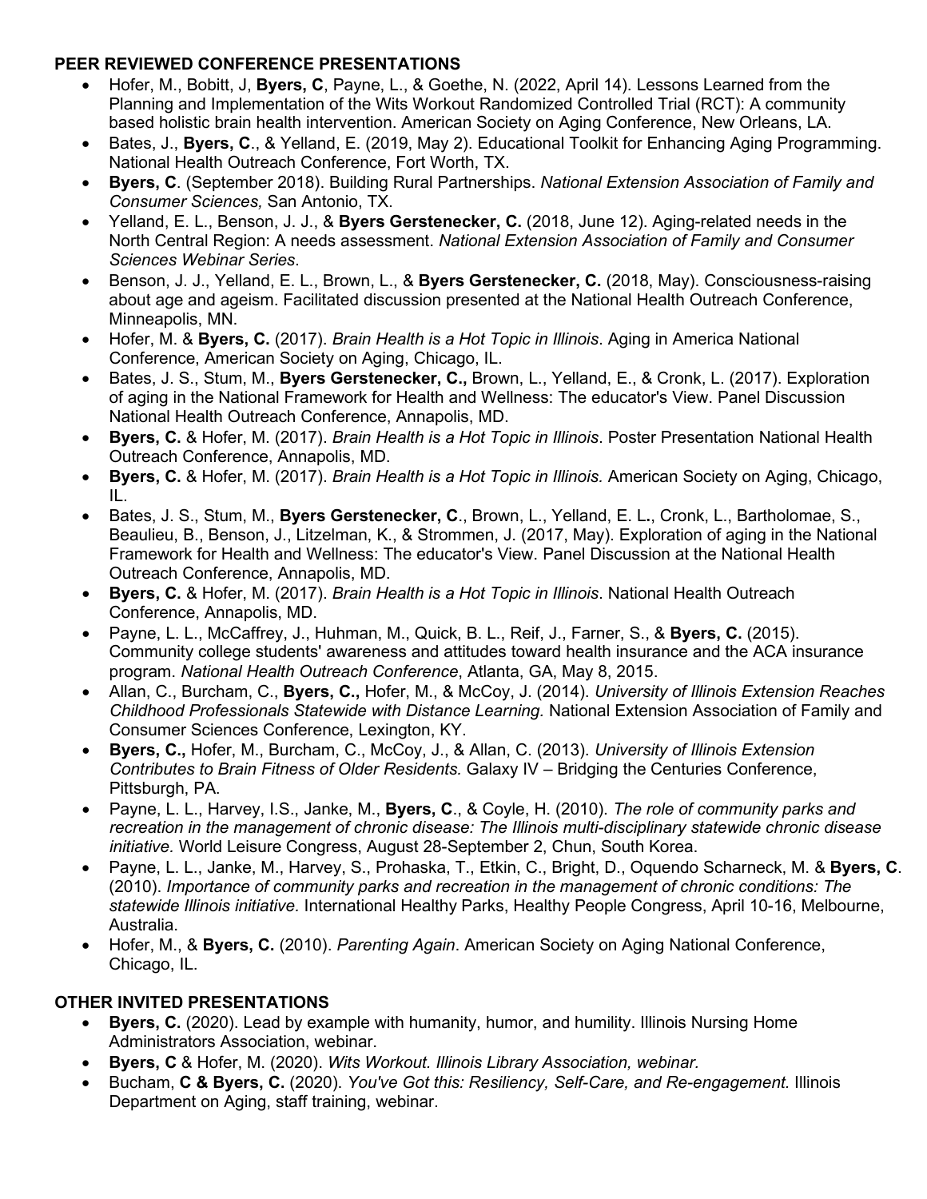**PEER REVIEWED CONFERENCE PRESENTATIONS**

- Hofer, M., Bobitt, J, **Byers, C**, Payne, L., & Goethe, N. (2022, April 14). Lessons Learned from the Planning and Implementation of the Wits Workout Randomized Controlled Trial (RCT): A community based holistic brain health intervention. American Society on Aging Conference, New Orleans, LA.
- Bates, J., **Byers, C**., & Yelland, E. (2019, May 2). Educational Toolkit for Enhancing Aging Programming. National Health Outreach Conference, Fort Worth, TX.
- **Byers, C**. (September 2018). Building Rural Partnerships. *National Extension Association of Family and Consumer Sciences,* San Antonio, TX.
- Yelland, E. L., Benson, J. J., & **Byers Gerstenecker, C.** (2018, June 12). Aging-related needs in the North Central Region: A needs assessment. *National Extension Association of Family and Consumer Sciences Webinar Series*.
- Benson, J. J., Yelland, E. L., Brown, L., & **Byers Gerstenecker, C.** (2018, May). Consciousness-raising about age and ageism. Facilitated discussion presented at the National Health Outreach Conference, Minneapolis, MN.
- Hofer, M. & **Byers, C.** (2017). *Brain Health is a Hot Topic in Illinois*. Aging in America National Conference, American Society on Aging, Chicago, IL.
- Bates, J. S., Stum, M., **Byers Gerstenecker, C.,** Brown, L., Yelland, E., & Cronk, L. (2017). Exploration of aging in the National Framework for Health and Wellness: The educator's View. Panel Discussion National Health Outreach Conference, Annapolis, MD.
- **Byers, C.** & Hofer, M. (2017). *Brain Health is a Hot Topic in Illinois*. Poster Presentation National Health Outreach Conference, Annapolis, MD.
- **Byers, C.** & Hofer, M. (2017). *Brain Health is a Hot Topic in Illinois.* American Society on Aging, Chicago, IL.
- Bates, J. S., Stum, M., **Byers Gerstenecker, C**., Brown, L., Yelland, E. L., Cronk, L., Bartholomae, S., Beaulieu, B., Benson, J., Litzelman, K., & Strommen, J. (2017, May). Exploration of aging in the National Framework for Health and Wellness: The educator's View. Panel Discussion at the National Health Outreach Conference, Annapolis, MD.
- **Byers, C.** & Hofer, M. (2017). *Brain Health is a Hot Topic in Illinois*. National Health Outreach Conference, Annapolis, MD.
- Payne, L. L., McCaffrey, J., Huhman, M., Quick, B. L., Reif, J., Farner, S., & **Byers, C.** (2015). Community college students' awareness and attitudes toward health insurance and the ACA insurance program. *National Health Outreach Conference*, Atlanta, GA, May 8, 2015.
- Allan, C., Burcham, C., **Byers, C.,** Hofer, M., & McCoy, J. (2014). *University of Illinois Extension Reaches Childhood Professionals Statewide with Distance Learning.* National Extension Association of Family and Consumer Sciences Conference, Lexington, KY.
- **Byers, C.,** Hofer, M., Burcham, C., McCoy, J., & Allan, C. (2013). *University of Illinois Extension Contributes to Brain Fitness of Older Residents.* Galaxy IV – Bridging the Centuries Conference, Pittsburgh, PA.
- Payne, L. L., Harvey, I.S., Janke, M., **Byers, C**., & Coyle, H. (2010). *The role of community parks and recreation in the management of chronic disease: The Illinois multi-disciplinary statewide chronic disease initiative.* World Leisure Congress, August 28-September 2, Chun, South Korea.
- Payne, L. L., Janke, M., Harvey, S., Prohaska, T., Etkin, C., Bright, D., Oquendo Scharneck, M. & **Byers, C**. (2010). *Importance of community parks and recreation in the management of chronic conditions: The statewide Illinois initiative.* International Healthy Parks, Healthy People Congress, April 10-16, Melbourne, Australia.
- Hofer, M., & **Byers, C.** (2010). *Parenting Again*. American Society on Aging National Conference, Chicago, IL.

**OTHER INVITED PRESENTATIONS**

- **Byers, C.** (2020). Lead by example with humanity, humor, and humility. Illinois Nursing Home Administrators Association, webinar.
- **Byers, C** & Hofer, M. (2020). *Wits Workout. Illinois Library Association, webinar.*
- Bucham, **C & Byers, C.** (2020). *You've Got this: Resiliency, Self-Care, and Re-engagement.* Illinois Department on Aging, staff training, webinar.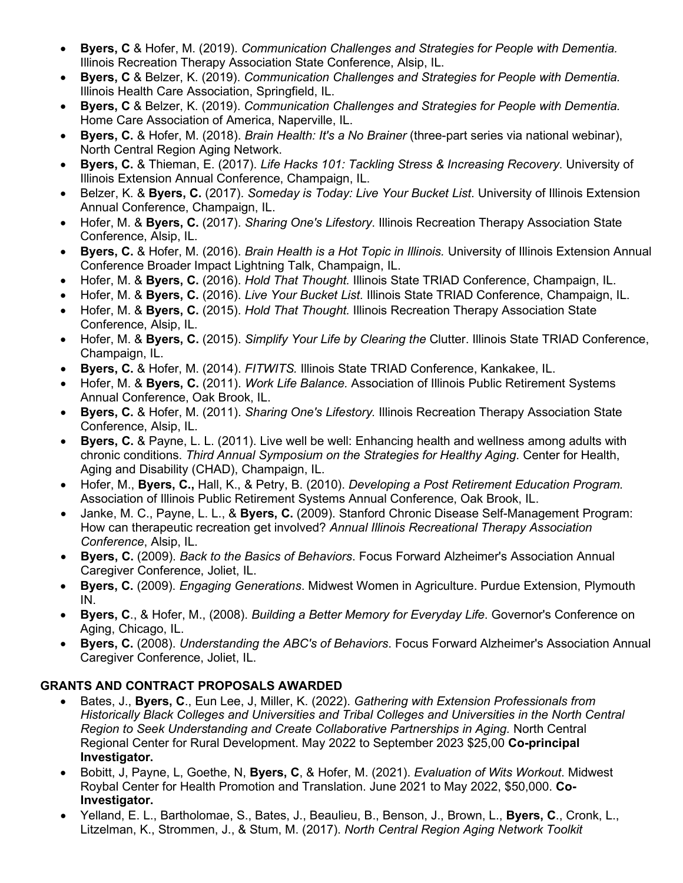- **Byers, C** & Hofer, M. (2019). *Communication Challenges and Strategies for People with Dementia.* Illinois Recreation Therapy Association State Conference, Alsip, IL.
- **Byers, C** & Belzer, K. (2019). *Communication Challenges and Strategies for People with Dementia.* Illinois Health Care Association, Springfield, IL.
- **Byers, C** & Belzer, K. (2019). *Communication Challenges and Strategies for People with Dementia.* Home Care Association of America, Naperville, IL.
- **Byers, C.** & Hofer, M. (2018). *Brain Health: It's a No Brainer* (three-part series via national webinar), North Central Region Aging Network.
- **Byers, C.** & Thieman, E. (2017). *Life Hacks 101: Tackling Stress & Increasing Recovery*. University of Illinois Extension Annual Conference, Champaign, IL.
- Belzer, K. & **Byers, C.** (2017). *Someday is Today: Live Your Bucket List*. University of Illinois Extension Annual Conference, Champaign, IL.
- Hofer, M. & **Byers, C.** (2017). *Sharing One's Lifestory*. Illinois Recreation Therapy Association State Conference, Alsip, IL.
- **Byers, C.** & Hofer, M. (2016). *Brain Health is a Hot Topic in Illinois.* University of Illinois Extension Annual Conference Broader Impact Lightning Talk, Champaign, IL.
- Hofer, M. & **Byers, C.** (2016). *Hold That Thought.* Illinois State TRIAD Conference, Champaign, IL.
- Hofer, M. & **Byers, C.** (2016). *Live Your Bucket List.* Illinois State TRIAD Conference, Champaign, IL.
- Hofer, M. & **Byers, C.** (2015). *Hold That Thought.* Illinois Recreation Therapy Association State Conference, Alsip, IL.
- Hofer, M. & **Byers, C.** (2015). *Simplify Your Life by Clearing the* Clutter. Illinois State TRIAD Conference, Champaign, IL.
- **Byers, C.** & Hofer, M. (2014). *FITWITS.* Illinois State TRIAD Conference, Kankakee, IL.
- Hofer, M. & **Byers, C.** (2011). *Work Life Balance.* Association of Illinois Public Retirement Systems Annual Conference, Oak Brook, IL.
- **Byers, C.** & Hofer, M. (2011). *Sharing One's Lifestory.* Illinois Recreation Therapy Association State Conference, Alsip, IL.
- **Byers, C.** & Payne, L. L. (2011). Live well be well: Enhancing health and wellness among adults with chronic conditions. *Third Annual Symposium on the Strategies for Healthy Aging*. Center for Health, Aging and Disability (CHAD), Champaign, IL.
- Hofer, M., **Byers, C.,** Hall, K., & Petry, B. (2010). *Developing a Post Retirement Education Program.* Association of Illinois Public Retirement Systems Annual Conference, Oak Brook, IL.
- Janke, M. C., Payne, L. L., & **Byers, C.** (2009). Stanford Chronic Disease Self-Management Program: How can therapeutic recreation get involved? *Annual Illinois Recreational Therapy Association Conference*, Alsip, IL.
- **Byers, C.** (2009). *Back to the Basics of Behaviors*. Focus Forward Alzheimer's Association Annual Caregiver Conference, Joliet, IL.
- **Byers, C.** (2009). *Engaging Generations*. Midwest Women in Agriculture. Purdue Extension, Plymouth IN.
- **Byers, C**., & Hofer, M., (2008). *Building a Better Memory for Everyday Life*. Governor's Conference on Aging, Chicago, IL.
- **Byers, C.** (2008). *Understanding the ABC's of Behaviors*. Focus Forward Alzheimer's Association Annual Caregiver Conference, Joliet, IL.

## GRANTS AND CONTRACT PROPOSALS AWARDED

- Bates, J., **Byers, C**., Eun Lee, J, Miller, K. (2022). *Gathering with Extension Professionals from Historically Black Colleges and Universities and Tribal Colleges and Universities in the North Central Region to Seek Understanding and Create Collaborative Partnerships in Aging.* North Central Regional Center for Rural Development. May 2022 to September 2023 $25,00 **Co-principal Investigator.**
- Bobitt, J, Payne, L, Goethe, N, **Byers, C**, & Hofer, M. (2021). *Evaluation of Wits Workout*. Midwest Roybal Center for Health Promotion and Translation. June 2021 to May 2022, $50,000. **Co-Investigator.**
- Yelland, E. L., Bartholomae, S., Bates, J., Beaulieu, B., Benson, J., Brown, L., **Byers, C**., Cronk, L., Litzelman, K., Strommen, J., & Stum, M. (2017). *North Central Region Aging Network Toolkit*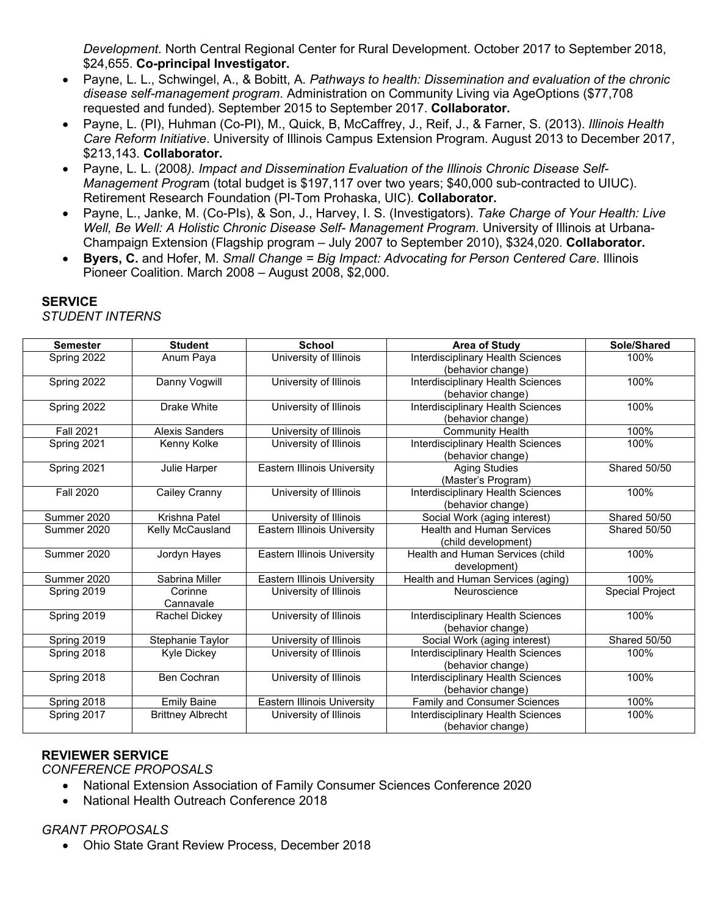*Development.* North Central Regional Center for Rural Development. October 2017 to September 2018, $24,655. **Co-principal Investigator.**

- Payne, L. L., Schwingel, A., & Bobitt, A. *Pathways to health: Dissemination and evaluation of the chronic disease self-management program*. Administration on Community Living via AgeOptions ($77,708 requested and funded). September 2015 to September 2017. **Collaborator.**
- Payne, L. (PI), Huhman (Co-PI), M., Quick, B, McCaffrey, J., Reif, J., & Farner, S. (2013). *Illinois Health Care Reform Initiative*. University of Illinois Campus Extension Program. August 2013 to December 2017, $213,143. **Collaborator.**
- Payne, L. L. (2008*). Impact and Dissemination Evaluation of the Illinois Chronic Disease Self-Management Progra*m (total budget is $197,117 over two years; $40,000 sub-contracted to UIUC). Retirement Research Foundation (PI-Tom Prohaska, UIC). **Collaborator.**
- Payne, L., Janke, M. (Co-PIs), & Son, J., Harvey, I. S. (Investigators). *Take Charge of Your Health: Live Well, Be Well: A Holistic Chronic Disease Self- Management Program*. University of Illinois at Urbana-Champaign Extension (Flagship program – July 2007 to September 2010), $324,020. **Collaborator.**
- **Byers, C.** and Hofer, M. *Small Change = Big Impact: Advocating for Person Centered Care.* Illinois Pioneer Coalition. March 2008 – August 2008, $2,000.

## SERVICE

*STUDENT INTERNS*

| Semester | Student | School | Area of Study | Sole/Shared |
|---|---|---|---|---|
| Spring 2022 | Anum Paya | University of Illinois | Interdisciplinary Health Sciences (behavior change) | 100% |
| Spring 2022 | Danny Vogwill | University of Illinois | Interdisciplinary Health Sciences (behavior change) | 100% |
| Spring 2022 | Drake White | University of Illinois | Interdisciplinary Health Sciences (behavior change) | 100% |
| Fall 2021 | Alexis Sanders | University of Illinois | Community Health | 100% |
| Spring 2021 | Kenny Kolke | University of Illinois | Interdisciplinary Health Sciences (behavior change) | 100% |
| Spring 2021 | Julie Harper | Eastern Illinois University | Aging Studies (Master's Program) | Shared 50/50 |
| Fall 2020 | Cailey Cranny | University of Illinois | Interdisciplinary Health Sciences (behavior change) | 100% |
| Summer 2020 | Krishna Patel | University of Illinois | Social Work (aging interest) | Shared 50/50 |
| Summer 2020 | Kelly McCausland | Eastern Illinois University | Health and Human Services (child development) | Shared 50/50 |
| Summer 2020 | Jordyn Hayes | Eastern Illinois University | Health and Human Services (child development) | 100% |
| Summer 2020 | Sabrina Miller | Eastern Illinois University | Health and Human Services (aging) | 100% |
| Spring 2019 | Corinne Cannavale | University of Illinois | Neuroscience | Special Project |
| Spring 2019 | Rachel Dickey | University of Illinois | Interdisciplinary Health Sciences (behavior change) | 100% |
| Spring 2019 | Stephanie Taylor | University of Illinois | Social Work (aging interest) | Shared 50/50 |
| Spring 2018 | Kyle Dickey | University of Illinois | Interdisciplinary Health Sciences (behavior change) | 100% |
| Spring 2018 | Ben Cochran | University of Illinois | Interdisciplinary Health Sciences (behavior change) | 100% |
| Spring 2018 | Emily Baine | Eastern Illinois University | Family and Consumer Sciences | 100% |
| Spring 2017 | Brittney Albrecht | University of Illinois | Interdisciplinary Health Sciences (behavior change) | 100% |

## REVIEWER SERVICE

*CONFERENCE PROPOSALS*

- National Extension Association of Family Consumer Sciences Conference 2020
- National Health Outreach Conference 2018

*GRANT PROPOSALS*

- Ohio State Grant Review Process, December 2018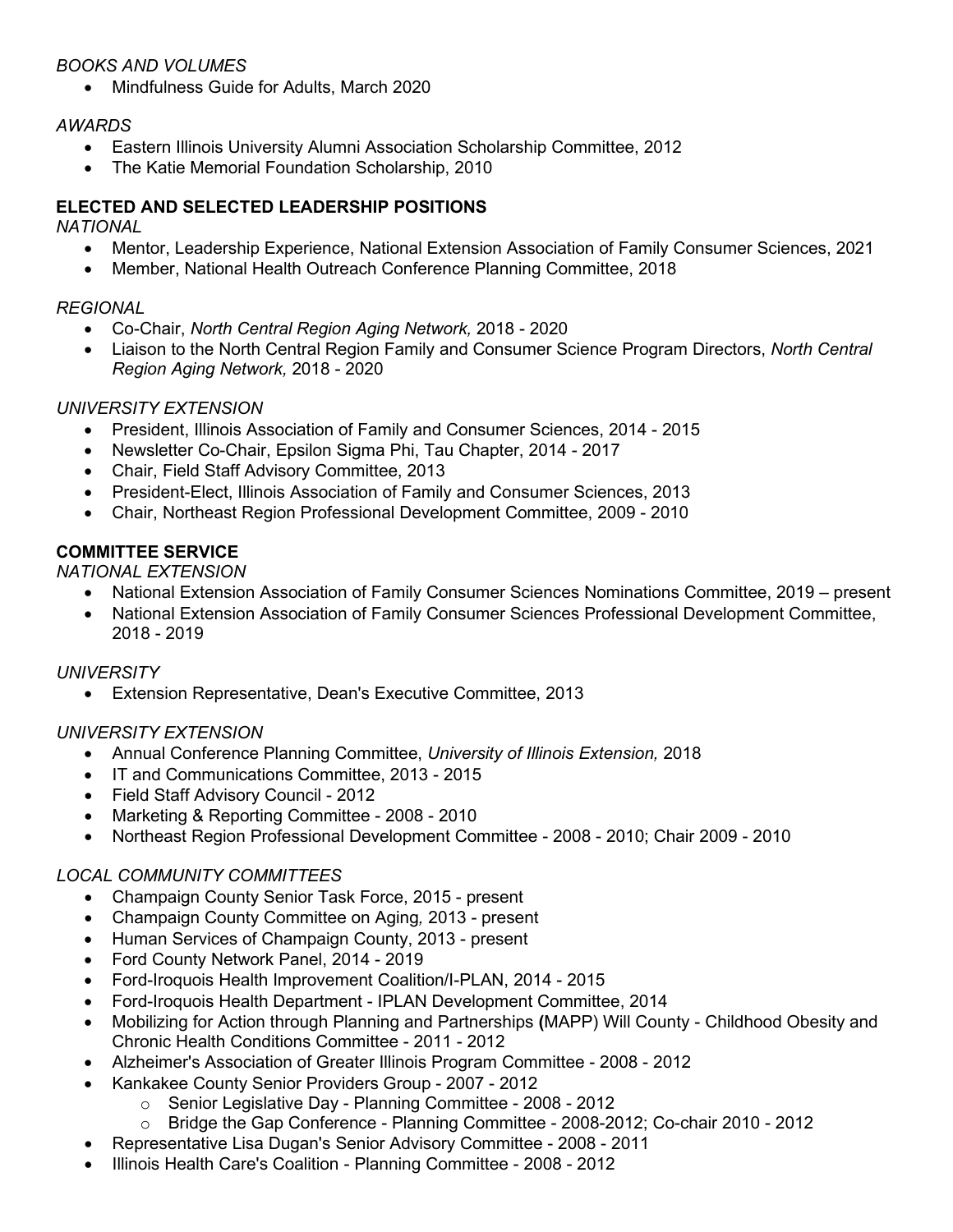*BOOKS AND VOLUMES*

- Mindfulness Guide for Adults, March 2020

*AWARDS*

- Eastern Illinois University Alumni Association Scholarship Committee, 2012
- The Katie Memorial Foundation Scholarship, 2010

**ELECTED AND SELECTED LEADERSHIP POSITIONS**

*NATIONAL*

- Mentor, Leadership Experience, National Extension Association of Family Consumer Sciences, 2021
- Member, National Health Outreach Conference Planning Committee, 2018

*REGIONAL*

- Co-Chair, *North Central Region Aging Network,* 2018 - 2020
- Liaison to the North Central Region Family and Consumer Science Program Directors, *North Central Region Aging Network,* 2018 - 2020

*UNIVERSITY EXTENSION*

- President, Illinois Association of Family and Consumer Sciences, 2014 - 2015
- Newsletter Co-Chair, Epsilon Sigma Phi, Tau Chapter, 2014 - 2017
- Chair, Field Staff Advisory Committee, 2013
- President-Elect, Illinois Association of Family and Consumer Sciences, 2013
- Chair, Northeast Region Professional Development Committee, 2009 - 2010

**COMMITTEE SERVICE**

*NATIONAL EXTENSION*

- National Extension Association of Family Consumer Sciences Nominations Committee, 2019 – present
- National Extension Association of Family Consumer Sciences Professional Development Committee, 2018 - 2019

*UNIVERSITY*

- Extension Representative, Dean's Executive Committee, 2013

*UNIVERSITY EXTENSION*

- Annual Conference Planning Committee, *University of Illinois Extension,* 2018
- IT and Communications Committee, 2013 - 2015
- Field Staff Advisory Council - 2012
- Marketing & Reporting Committee - 2008 - 2010
- Northeast Region Professional Development Committee - 2008 - 2010; Chair 2009 - 2010

*LOCAL COMMUNITY COMMITTEES*

- Champaign County Senior Task Force, 2015 - present
- Champaign County Committee on Aging, 2013 - present
- Human Services of Champaign County, 2013 - present
- Ford County Network Panel, 2014 - 2019
- Ford-Iroquois Health Improvement Coalition/I-PLAN, 2014 - 2015
- Ford-Iroquois Health Department - IPLAN Development Committee, 2014
- Mobilizing for Action through Planning and Partnerships (MAPP) Will County - Childhood Obesity and Chronic Health Conditions Committee - 2011 - 2012
- Alzheimer's Association of Greater Illinois Program Committee - 2008 - 2012
- Kankakee County Senior Providers Group - 2007 - 2012
  - Senior Legislative Day - Planning Committee - 2008 - 2012
  - Bridge the Gap Conference - Planning Committee - 2008-2012; Co-chair 2010 - 2012
- Representative Lisa Dugan's Senior Advisory Committee - 2008 - 2011
- Illinois Health Care's Coalition - Planning Committee - 2008 - 2012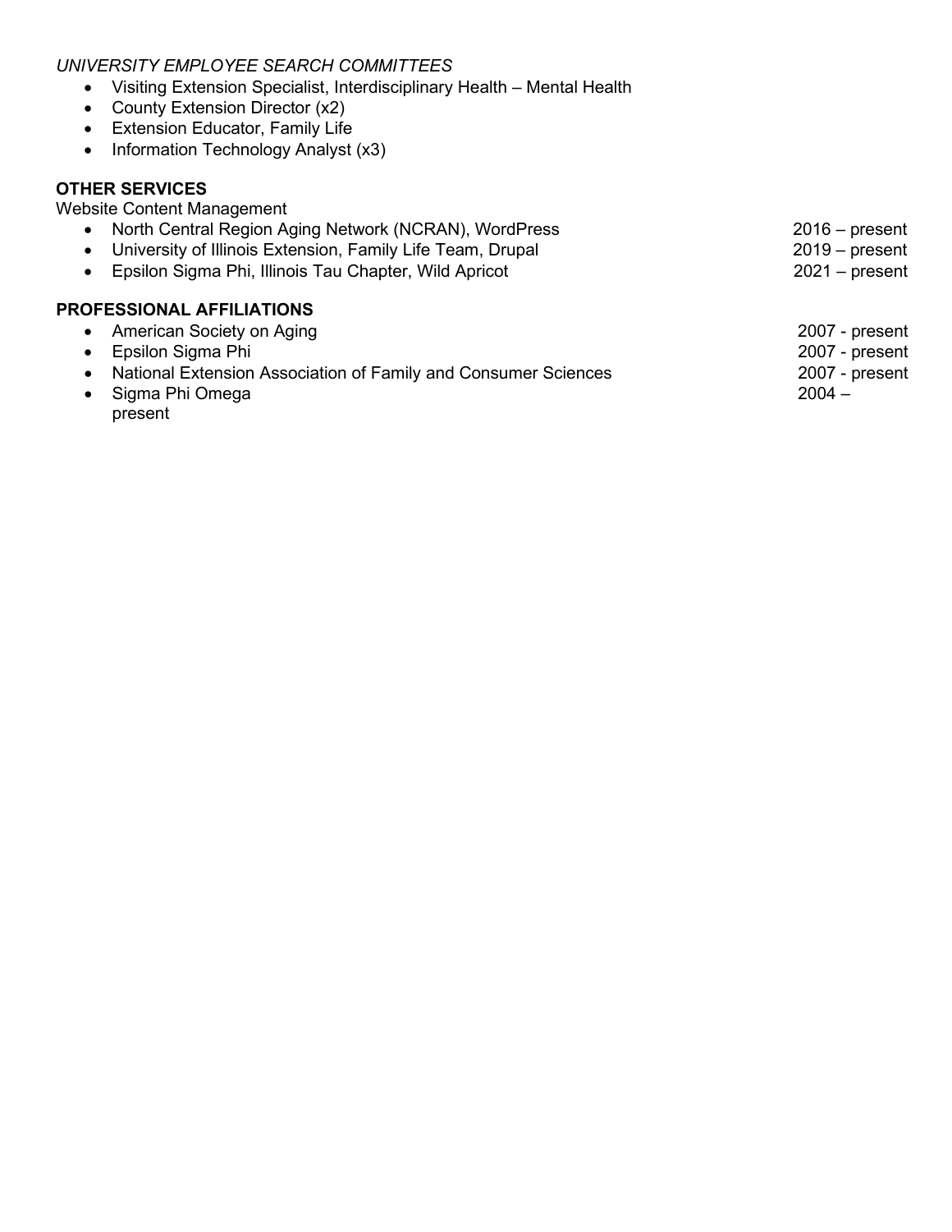*UNIVERSITY EMPLOYEE SEARCH COMMITTEES*

- Visiting Extension Specialist, Interdisciplinary Health – Mental Health
- County Extension Director (x2)
- Extension Educator, Family Life
- Information Technology Analyst (x3)

**OTHER SERVICES**

Website Content Management

- North Central Region Aging Network (NCRAN), WordPress 2016 – present
- University of Illinois Extension, Family Life Team, Drupal 2019 – present
- Epsilon Sigma Phi, Illinois Tau Chapter, Wild Apricot 2021 – present

**PROFESSIONAL AFFILIATIONS**

- American Society on Aging 2007 - present
- Epsilon Sigma Phi 2007 - present
- National Extension Association of Family and Consumer Sciences 2007 - present
- Sigma Phi Omega 2004 – present